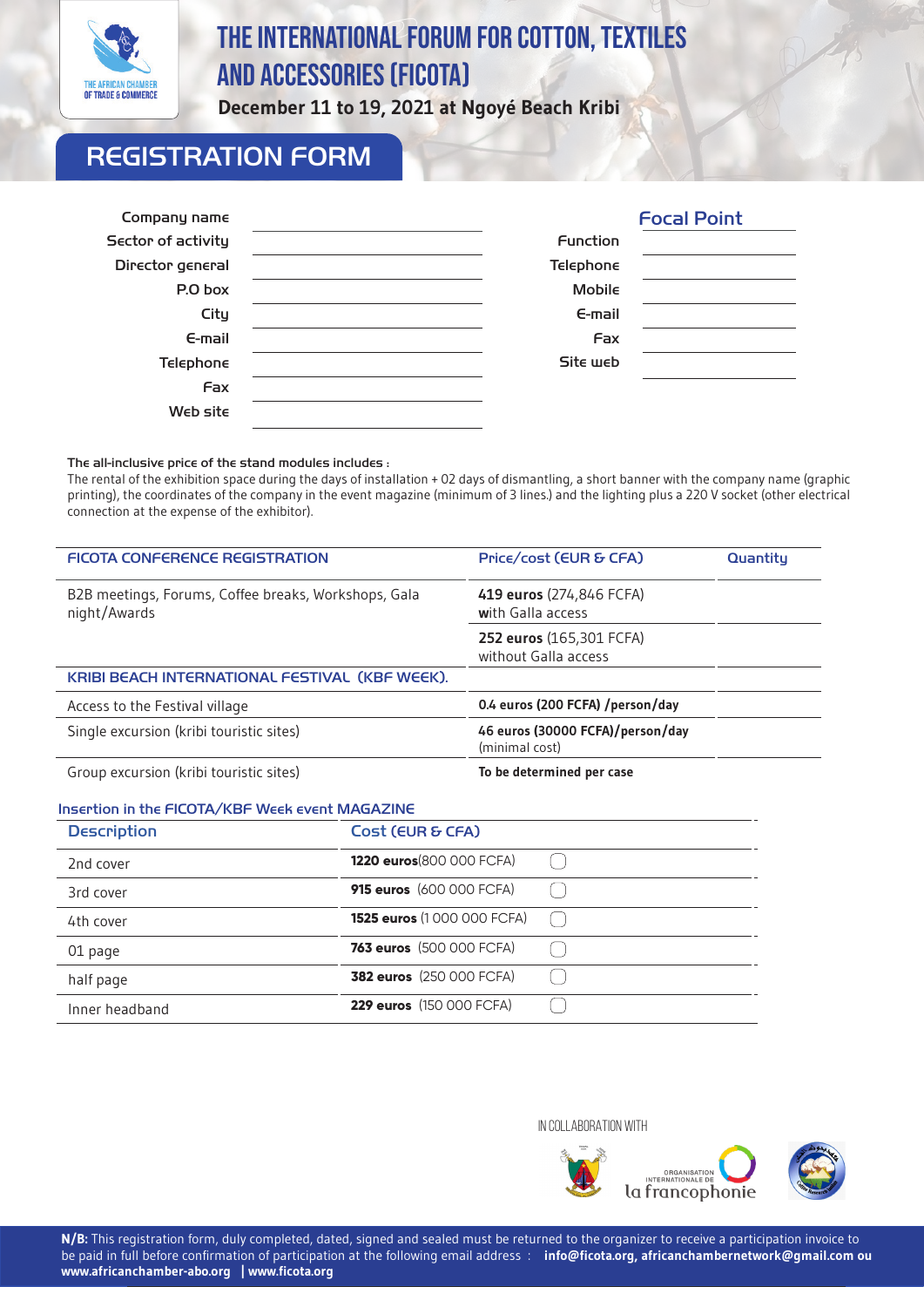THE AFRICAN CHAMBER OF TRADE & COMMERCE

# THE INTERNATIONAL FORUM FOR COTTON, TEXTILES AND ACCESSORIES (FICOTA)

**December 11 to 19, 2021 at Ngoyé Beach Kribi**

## REGISTRATION FORM

| | |
|---|---|
| Company name | |
| Sector of activity | |
| Director general | |
| P.O box | |
| City | |
| E-mail | |
| Telephone | |
| Fax | |
| Web site | |

**Focal Point**

| | |
|---|---|
| Function | |
| Telephone | |
| Mobile | |
| E-mail | |
| Fax | |
| Site web | |

**The all-inclusive price of the stand modules includes :**
The rental of the exhibition space during the days of installation + 02 days of dismantling, a short banner with the company name (graphic printing), the coordinates of the company in the event magazine (minimum of 3 lines.) and the lighting plus a 220 V socket (other electrical connection at the expense of the exhibitor).

| FICOTA CONFERENCE REGISTRATION | Price/cost (EUR & CFA) | Quantity |
|---|---|---|
| B2B meetings, Forums, Coffee breaks, Workshops, Gala night/Awards | **419 euros** (274,846 FCFA) with Galla access | |
| | **252 euros** (165,301 FCFA) without Galla access | |
| **KRIBI BEACH INTERNATIONAL FESTIVAL (KBF WEEK).** | | |
| Access to the Festival village | **0.4 euros (200 FCFA) /person/day** | |
| Single excursion (kribi touristic sites) | **46 euros (30000 FCFA)/person/day** (minimal cost) | |
| Group excursion (kribi touristic sites) | **To be determined per case** | |

### Insertion in the FICOTA/KBF Week event MAGAZINE

| Description | Cost (EUR & CFA) | |
|---|---|---|
| 2nd cover | **1220 euros**(800 000 FCFA) | ☐ |
| 3rd cover | **915 euros** (600 000 FCFA) | ☐ |
| 4th cover | **1525 euros** (1 000 000 FCFA) | ☐ |
| 01 page | **763 euros** (500 000 FCFA) | ☐ |
| half page | **382 euros** (250 000 FCFA) | ☐ |
| Inner headband | **229 euros** (150 000 FCFA) | ☐ |

IN COLLABORATION WITH

ORGANISATION INTERNATIONALE DE la francophonie

**N/B:** This registration form, duly completed, dated, signed and sealed must be returned to the organizer to receive a participation invoice to be paid in full before confirmation of participation at the following email address : **info@ficota.org, africanchambernetwork@gmail.com ou www.africanchamber-abo.org | www.ficota.org**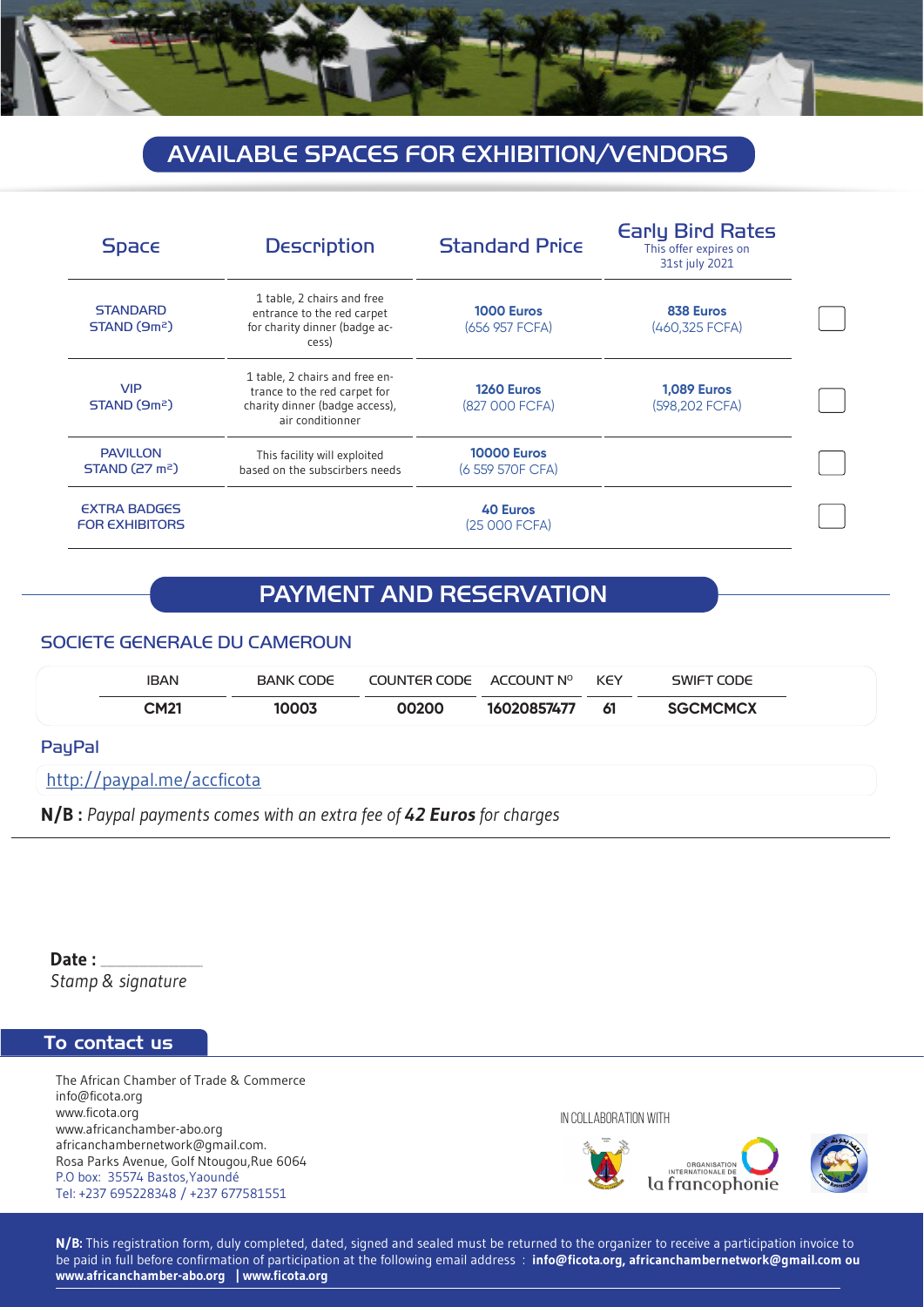## AVAILABLE SPACES FOR EXHIBITION/VENDORS

| Space | Description | Standard Price | Early Bird Rates<br>This offer expires on 31st july 2021 | |
|---|---|---|---|---|
| STANDARD STAND (9m²) | 1 table, 2 chairs and free entrance to the red carpet for charity dinner (badge access) | 1000 Euros (656 957 FCFA) | 838 Euros (460,325 FCFA) | ☐ |
| VIP STAND (9m²) | 1 table, 2 chairs and free entrance to the red carpet for charity dinner (badge access), air conditionner | 1260 Euros (827 000 FCFA) | 1,089 Euros (598,202 FCFA) | ☐ |
| PAVILLON STAND (27 m²) | This facility will exploited based on the subscirbers needs | 10000 Euros (6 559 570F CFA) | | ☐ |
| EXTRA BADGES FOR EXHIBITORS | | 40 Euros (25 000 FCFA) | | ☐ |

## PAYMENT AND RESERVATION

### SOCIETE GENERALE DU CAMEROUN

| IBAN | BANK CODE | COUNTER CODE | ACCOUNT Nº | KEY | SWIFT CODE |
|---|---|---|---|---|---|
| CM21 | 10003 | 00200 | 16020857477 | 61 | SGCMCMCX |

### PayPal

http://paypal.me/accficota

**N/B :** *Paypal payments comes with an extra fee of **42 Euros** for charges*

**Date :** ___________

*Stamp & signature*

### To contact us

The African Chamber of Trade & Commerce
info@ficota.org
www.ficota.org
www.africanchamber-abo.org
africanchambernetwork@gmail.com.
Rosa Parks Avenue, Golf Ntougou,Rue 6064
P.O box: 35574 Bastos,Yaoundé
Tel: +237 695228348 / +237 677581551

IN COLLABORATION WITH

ORGANISATION INTERNATIONALE DE la francophonie

**N/B:** This registration form, duly completed, dated, signed and sealed must be returned to the organizer to receive a participation invoice to be paid in full before confirmation of participation at the following email address : **info@ficota.org, africanchambernetwork@gmail.com ou www.africanchamber-abo.org | www.ficota.org**